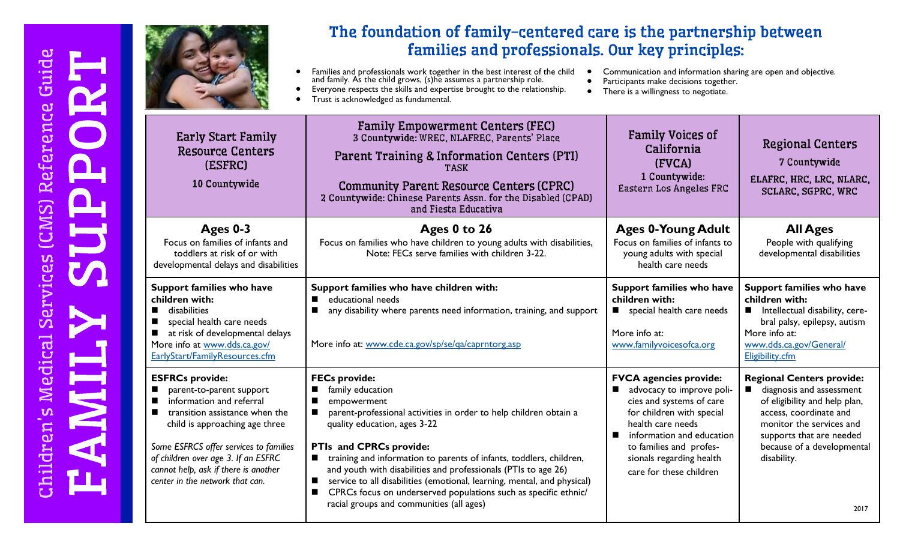# Children's Medical Services (CMS) Reference Guide

# FAMILY SUPPORT

## The foundation of family-centered care is the partnership between families and professionals. Our key principles:

- Families and professionals work together in the best interest of the child and family. As the child grows, (s)he assumes a partnership role.
- Everyone respects the skills and expertise brought to the relationship.
- Trust is acknowledged as fundamental.
- Communication and information sharing are open and objective.
- Participants make decisions together.
- There is a willingness to negotiate.

| Early Start Family Resource Centers (ESFRC)<br>10 Countywide | Family Empowerment Centers (FEC)<br>3 Countywide: WREC, NLAFREC, Parents' Place<br>Parent Training & Information Centers (PTI)<br>TASK<br>Community Parent Resource Centers (CPRC)<br>2 Countywide: Chinese Parents Assn. for the Disabled (CPAD) and Fiesta Educativa | Family Voices of California (FVCA)<br>1 Countywide: Eastern Los Angeles FRC | Regional Centers<br>7 Countywide<br>ELAFRC, HRC, LRC, NLARC, SCLARC, SGPRC, WRC |
|---|---|---|---|
| **Ages 0-3**<br>Focus on families of infants and toddlers at risk of or with developmental delays and disabilities | **Ages 0 to 26**<br>Focus on families who have children to young adults with disabilities, Note: FECs serve families with children 3-22. | **Ages 0-Young Adult**<br>Focus on families of infants to young adults with special health care needs | **All Ages**<br>People with qualifying developmental disabilities |
| **Support families who have children with:**<br>■ disabilities<br>■ special health care needs<br>■ at risk of developmental delays<br>More info at www.dds.ca.gov/EarlyStart/FamilyResources.cfm | **Support families who have children with:**<br>■ educational needs<br>■ any disability where parents need information, training, and support<br><br>More info at: www.cde.ca.gov/sp/se/qa/caprntorg.asp | **Support families who have children with:**<br>■ special health care needs<br><br>More info at:<br>www.familyvoicesofca.org | **Support families who have children with:**<br>■ Intellectual disability, cerebral palsy, epilepsy, autism<br>More info at:<br>www.dds.ca.gov/General/Eligibility.cfm |
| **ESFRCs provide:**<br>■ parent-to-parent support<br>■ information and referral<br>■ transition assistance when the child is approaching age three<br><br>*Some ESFRCS offer services to families of children over age 3. If an ESFRC cannot help, ask if there is another center in the network that can.* | **FECs provide:**<br>■ family education<br>■ empowerment<br>■ parent-professional activities in order to help children obtain a quality education, ages 3-22<br><br>**PTIs and CPRCs provide:**<br>■ training and information to parents of infants, toddlers, children, and youth with disabilities and professionals (PTIs to age 26)<br>■ service to all disabilities (emotional, learning, mental, and physical)<br>■ CPRCs focus on underserved populations such as specific ethnic/racial groups and communities (all ages) | **FVCA agencies provide:**<br>■ advocacy to improve policies and systems of care for children with special health care needs<br>■ information and education to families and professionals regarding health care for these children | **Regional Centers provide:**<br>■ diagnosis and assessment of eligibility and help plan, access, coordinate and monitor the services and supports that are needed because of a developmental disability. |

2017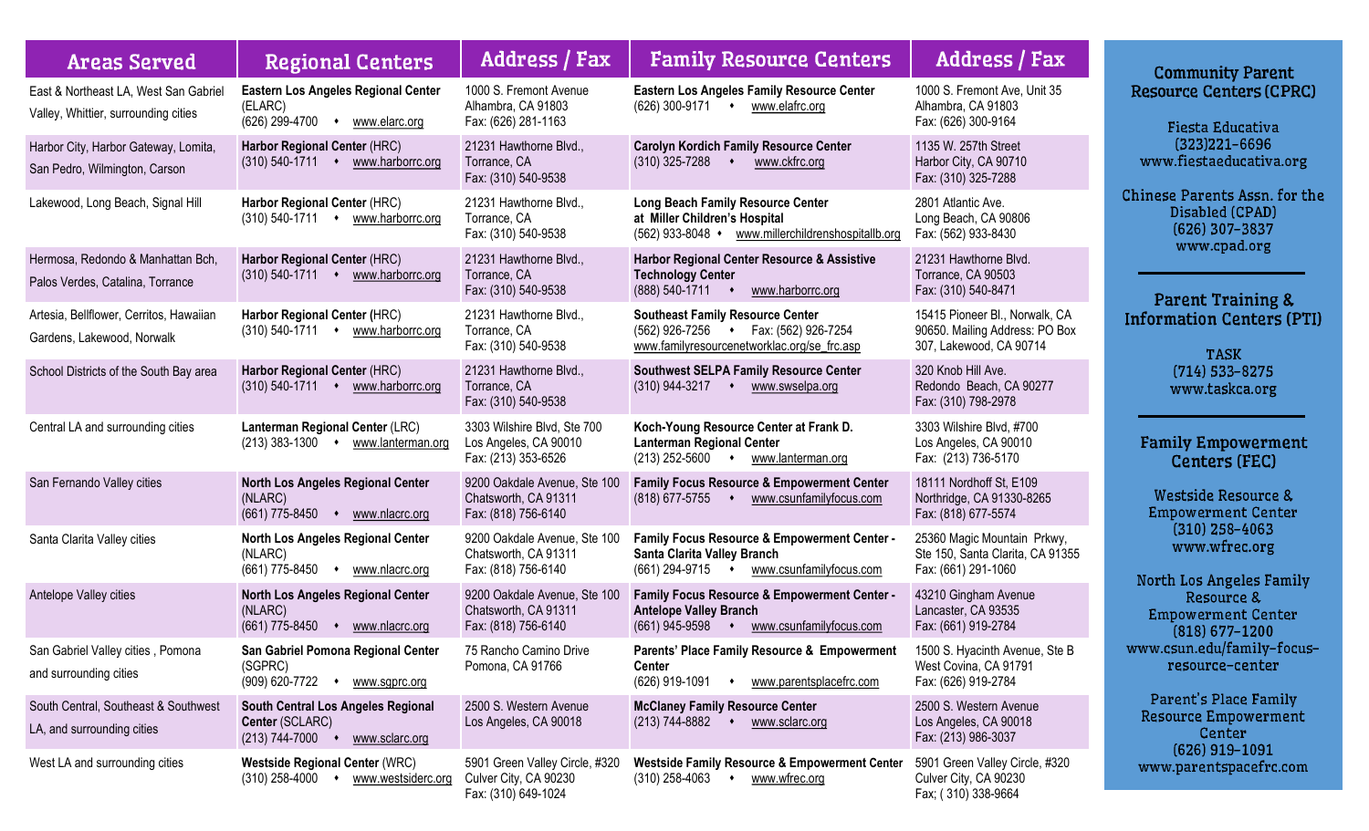| Areas Served | Regional Centers | Address / Fax | Family Resource Centers | Address / Fax |
|---|---|---|---|---|
| East & Northeast LA, West San Gabriel Valley, Whittier, surrounding cities | **Eastern Los Angeles Regional Center** (ELARC) (626) 299-4700 • www.elarc.org | 1000 S. Fremont Avenue Alhambra, CA 91803 Fax: (626) 281-1163 | **Eastern Los Angeles Family Resource Center** (626) 300-9171 • www.elafrc.org | 1000 S. Fremont Ave, Unit 35 Alhambra, CA 91803 Fax: (626) 300-9164 |
| Harbor City, Harbor Gateway, Lomita, San Pedro, Wilmington, Carson | **Harbor Regional Center** (HRC) (310) 540-1711 • www.harborrc.org | 21231 Hawthorne Blvd., Torrance, CA Fax: (310) 540-9538 | **Carolyn Kordich Family Resource Center** (310) 325-7288 • www.ckfrc.org | 1135 W. 257th Street Harbor City, CA 90710 Fax: (310) 325-7288 |
| Lakewood, Long Beach, Signal Hill | **Harbor Regional Center** (HRC) (310) 540-1711 • www.harborrc.org | 21231 Hawthorne Blvd., Torrance, CA Fax: (310) 540-9538 | **Long Beach Family Resource Center at Miller Children's Hospital** (562) 933-8048 • www.millerchildrenshospitallb.org | 2801 Atlantic Ave. Long Beach, CA 90806 Fax: (562) 933-8430 |
| Hermosa, Redondo & Manhattan Bch, Palos Verdes, Catalina, Torrance | **Harbor Regional Center** (HRC) (310) 540-1711 • www.harborrc.org | 21231 Hawthorne Blvd., Torrance, CA Fax: (310) 540-9538 | **Harbor Regional Center Resource & Assistive Technology Center** (888) 540-1711 • www.harborrc.org | 21231 Hawthorne Blvd. Torrance, CA 90503 Fax: (310) 540-8471 |
| Artesia, Bellflower, Cerritos, Hawaiian Gardens, Lakewood, Norwalk | **Harbor Regional Center** (HRC) (310) 540-1711 • www.harborrc.org | 21231 Hawthorne Blvd., Torrance, CA Fax: (310) 540-9538 | **Southeast Family Resource Center** (562) 926-7256 • Fax: (562) 926-7254 www.familyresourcenetworklac.org/se_frc.asp | 15415 Pioneer Bl., Norwalk, CA 90650. Mailing Address: PO Box 307, Lakewood, CA 90714 |
| School Districts of the South Bay area | **Harbor Regional Center** (HRC) (310) 540-1711 • www.harborrc.org | 21231 Hawthorne Blvd., Torrance, CA Fax: (310) 540-9538 | **Southwest SELPA Family Resource Center** (310) 944-3217 • www.swselpa.org | 320 Knob Hill Ave. Redondo Beach, CA 90277 Fax: (310) 798-2978 |
| Central LA and surrounding cities | **Lanterman Regional Center** (LRC) (213) 383-1300 • www.lanterman.org | 3303 Wilshire Blvd, Ste 700 Los Angeles, CA 90010 Fax: (213) 353-6526 | **Koch-Young Resource Center at Frank D. Lanterman Regional Center** (213) 252-5600 • www.lanterman.org | 3303 Wilshire Blvd, #700 Los Angeles, CA 90010 Fax: (213) 736-5170 |
| San Fernando Valley cities | **North Los Angeles Regional Center** (NLARC) (661) 775-8450 • www.nlacrc.org | 9200 Oakdale Avenue, Ste 100 Chatsworth, CA 91311 Fax: (818) 756-6140 | **Family Focus Resource & Empowerment Center** (818) 677-5755 • www.csunfamilyfocus.com | 18111 Nordhoff St, E109 Northridge, CA 91330-8265 Fax: (818) 677-5574 |
| Santa Clarita Valley cities | **North Los Angeles Regional Center** (NLARC) (661) 775-8450 • www.nlacrc.org | 9200 Oakdale Avenue, Ste 100 Chatsworth, CA 91311 Fax: (818) 756-6140 | **Family Focus Resource & Empowerment Center - Santa Clarita Valley Branch** (661) 294-9715 • www.csunfamilyfocus.com | 25360 Magic Mountain Prkwy, Ste 150, Santa Clarita, CA 91355 Fax: (661) 291-1060 |
| Antelope Valley cities | **North Los Angeles Regional Center** (NLARC) (661) 775-8450 • www.nlacrc.org | 9200 Oakdale Avenue, Ste 100 Chatsworth, CA 91311 Fax: (818) 756-6140 | **Family Focus Resource & Empowerment Center - Antelope Valley Branch** (661) 945-9598 • www.csunfamilyfocus.com | 43210 Gingham Avenue Lancaster, CA 93535 Fax: (661) 919-2784 |
| San Gabriel Valley cities , Pomona and surrounding cities | **San Gabriel Pomona Regional Center** (SGPRC) (909) 620-7722 • www.sgprc.org | 75 Rancho Camino Drive Pomona, CA 91766 | **Parents' Place Family Resource & Empowerment Center** (626) 919-1091 • www.parentsplacefrc.com | 1500 S. Hyacinth Avenue, Ste B West Covina, CA 91791 Fax: (626) 919-2784 |
| South Central, Southeast & Southwest LA, and surrounding cities | **South Central Los Angeles Regional Center** (SCLARC) (213) 744-7000 • www.sclarc.org | 2500 S. Western Avenue Los Angeles, CA 90018 | **McClaney Family Resource Center** (213) 744-8882 • www.sclarc.org | 2500 S. Western Avenue Los Angeles, CA 90018 Fax: (213) 986-3037 |
| West LA and surrounding cities | **Westside Regional Center** (WRC) (310) 258-4000 • www.westsiderc.org | 5901 Green Valley Circle, #320 Culver City, CA 90230 Fax: (310) 649-1024 | **Westside Family Resource & Empowerment Center** (310) 258-4063 • www.wfrec.org | 5901 Green Valley Circle, #320 Culver City, CA 90230 Fax; ( 310) 338-9664 |

## Community Parent Resource Centers (CPRC)

Fiesta Educativa
(323)221-6696
www.fiestaeducativa.org

Chinese Parents Assn. for the Disabled (CPAD)
(626) 307-3837
www.cpad.org

## Parent Training & Information Centers (PTI)

TASK
(714) 533-8275
www.taskca.org

## Family Empowerment Centers (FEC)

Westside Resource & Empowerment Center
(310) 258-4063
www.wfrec.org

North Los Angeles Family Resource & Empowerment Center
(818) 677-1200
www.csun.edu/family-focus-resource-center

Parent's Place Family Resource Empowerment Center
(626) 919-1091
www.parentspacefrc.com